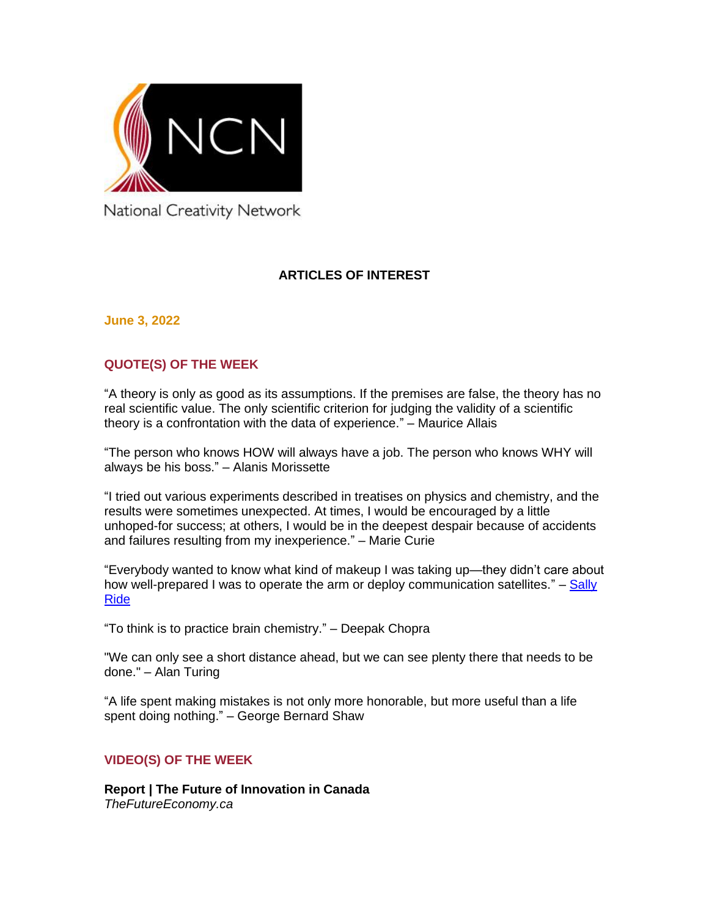NCN

National Creativity Network

## ARTICLES OF INTEREST

**June 3, 2022**

### QUOTE(S) OF THE WEEK

"A theory is only as good as its assumptions. If the premises are false, the theory has no real scientific value. The only scientific criterion for judging the validity of a scientific theory is a confrontation with the data of experience." – Maurice Allais

"The person who knows HOW will always have a job. The person who knows WHY will always be his boss." – Alanis Morissette

"I tried out various experiments described in treatises on physics and chemistry, and the results were sometimes unexpected. At times, I would be encouraged by a little unhoped-for success; at others, I would be in the deepest despair because of accidents and failures resulting from my inexperience." – Marie Curie

"Everybody wanted to know what kind of makeup I was taking up—they didn't care about how well-prepared I was to operate the arm or deploy communication satellites." – Sally Ride

"To think is to practice brain chemistry." – Deepak Chopra

"We can only see a short distance ahead, but we can see plenty there that needs to be done." – Alan Turing

"A life spent making mistakes is not only more honorable, but more useful than a life spent doing nothing." – George Bernard Shaw

### VIDEO(S) OF THE WEEK

**Report | The Future of Innovation in Canada**
*TheFutureEconomy.ca*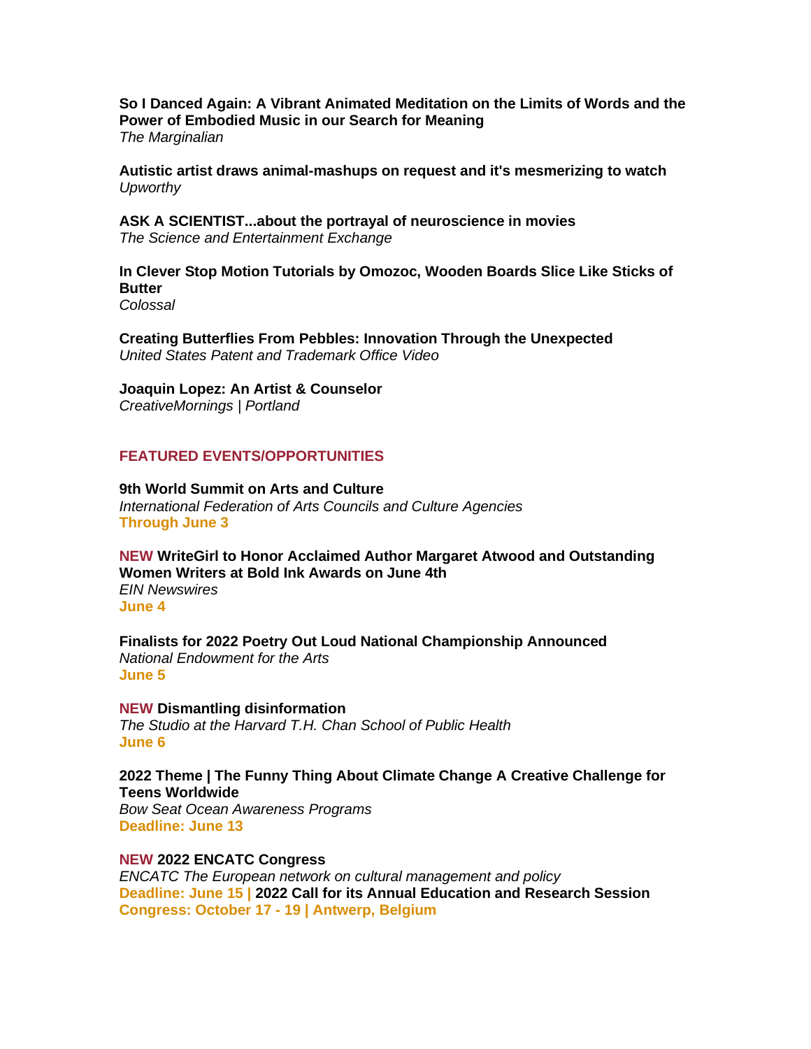**So I Danced Again: A Vibrant Animated Meditation on the Limits of Words and the Power of Embodied Music in our Search for Meaning**
*The Marginalian*

**Autistic artist draws animal-mashups on request and it's mesmerizing to watch**
*Upworthy*

**ASK A SCIENTIST...about the portrayal of neuroscience in movies**
*The Science and Entertainment Exchange*

**In Clever Stop Motion Tutorials by Omozoc, Wooden Boards Slice Like Sticks of Butter**
*Colossal*

**Creating Butterflies From Pebbles: Innovation Through the Unexpected**
*United States Patent and Trademark Office Video*

**Joaquin Lopez: An Artist & Counselor**
*CreativeMornings | Portland*

## FEATURED EVENTS/OPPORTUNITIES

**9th World Summit on Arts and Culture**
*International Federation of Arts Councils and Culture Agencies*
**Through June 3**

**NEW WriteGirl to Honor Acclaimed Author Margaret Atwood and Outstanding Women Writers at Bold Ink Awards on June 4th**
*EIN Newswires*
**June 4**

**Finalists for 2022 Poetry Out Loud National Championship Announced**
*National Endowment for the Arts*
**June 5**

**NEW Dismantling disinformation**
*The Studio at the Harvard T.H. Chan School of Public Health*
**June 6**

**2022 Theme | The Funny Thing About Climate Change A Creative Challenge for Teens Worldwide**
*Bow Seat Ocean Awareness Programs*
**Deadline: June 13**

**NEW 2022 ENCATC Congress**
*ENCATC The European network on cultural management and policy*
**Deadline: June 15 | 2022 Call for its Annual Education and Research Session**
**Congress: October 17 - 19 | Antwerp, Belgium**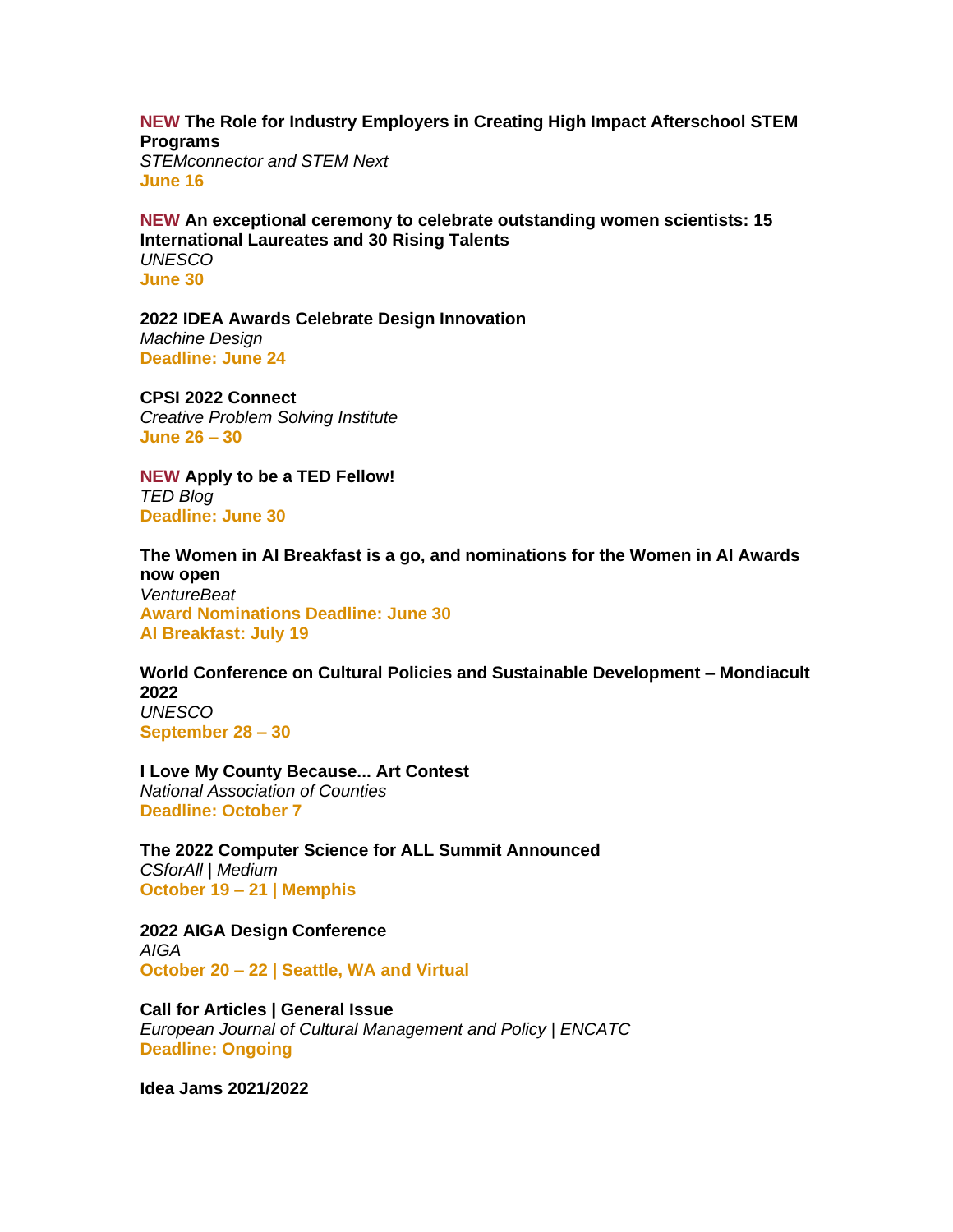**NEW The Role for Industry Employers in Creating High Impact Afterschool STEM Programs**
*STEMconnector and STEM Next*
**June 16**

**NEW An exceptional ceremony to celebrate outstanding women scientists: 15 International Laureates and 30 Rising Talents**
*UNESCO*
**June 30**

**2022 IDEA Awards Celebrate Design Innovation**
*Machine Design*
**Deadline: June 24**

**CPSI 2022 Connect**
*Creative Problem Solving Institute*
**June 26 – 30**

**NEW Apply to be a TED Fellow!**
*TED Blog*
**Deadline: June 30**

**The Women in AI Breakfast is a go, and nominations for the Women in AI Awards now open**
*VentureBeat*
**Award Nominations Deadline: June 30**
**AI Breakfast: July 19**

**World Conference on Cultural Policies and Sustainable Development – Mondiacult 2022**
*UNESCO*
**September 28 – 30**

**I Love My County Because... Art Contest**
*National Association of Counties*
**Deadline: October 7**

**The 2022 Computer Science for ALL Summit Announced**
*CSforAll | Medium*
**October 19 – 21 | Memphis**

**2022 AIGA Design Conference**
*AIGA*
**October 20 – 22 | Seattle, WA and Virtual**

**Call for Articles | General Issue**
*European Journal of Cultural Management and Policy | ENCATC*
**Deadline: Ongoing**

**Idea Jams 2021/2022**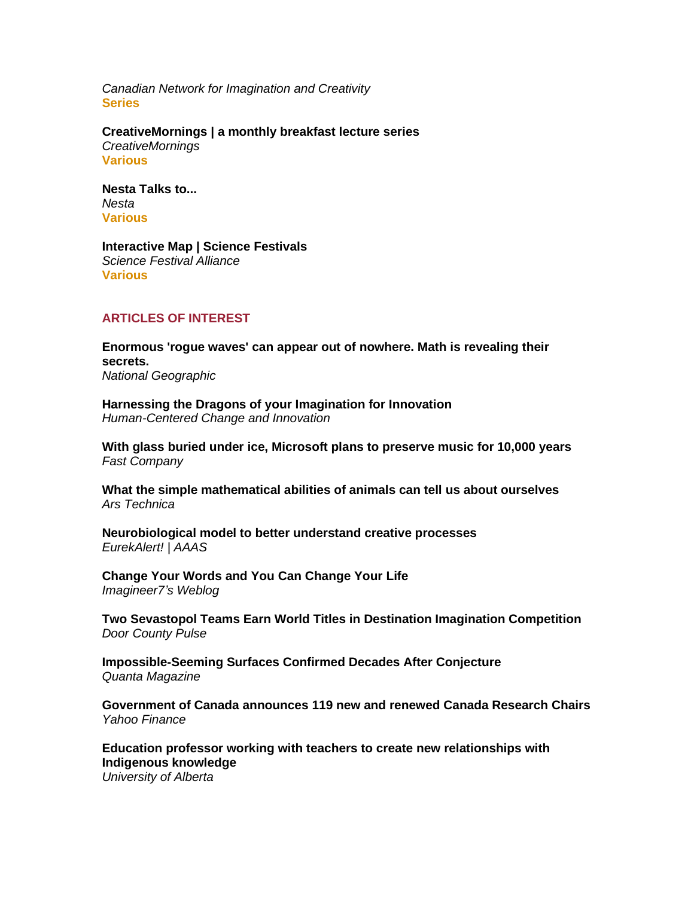*Canadian Network for Imagination and Creativity*
**Series**

**CreativeMornings | a monthly breakfast lecture series**
*CreativeMornings*
**Various**

**Nesta Talks to...**
*Nesta*
**Various**

**Interactive Map | Science Festivals**
*Science Festival Alliance*
**Various**

## ARTICLES OF INTEREST

**Enormous 'rogue waves' can appear out of nowhere. Math is revealing their secrets.**
*National Geographic*

**Harnessing the Dragons of your Imagination for Innovation**
*Human-Centered Change and Innovation*

**With glass buried under ice, Microsoft plans to preserve music for 10,000 years**
*Fast Company*

**What the simple mathematical abilities of animals can tell us about ourselves**
*Ars Technica*

**Neurobiological model to better understand creative processes**
*EurekAlert! | AAAS*

**Change Your Words and You Can Change Your Life**
*Imagineer7's Weblog*

**Two Sevastopol Teams Earn World Titles in Destination Imagination Competition**
*Door County Pulse*

**Impossible-Seeming Surfaces Confirmed Decades After Conjecture**
*Quanta Magazine*

**Government of Canada announces 119 new and renewed Canada Research Chairs**
*Yahoo Finance*

**Education professor working with teachers to create new relationships with Indigenous knowledge**
*University of Alberta*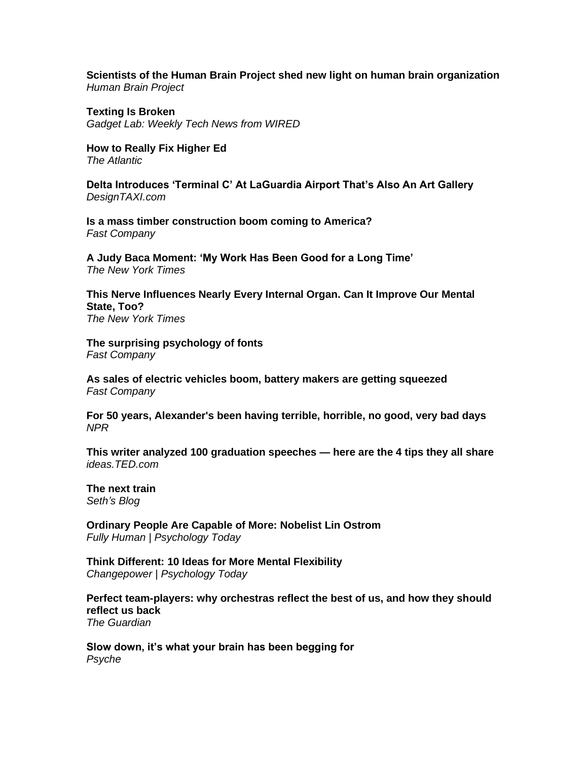**Scientists of the Human Brain Project shed new light on human brain organization**
*Human Brain Project*

**Texting Is Broken**
*Gadget Lab: Weekly Tech News from WIRED*

**How to Really Fix Higher Ed**
*The Atlantic*

**Delta Introduces 'Terminal C' At LaGuardia Airport That's Also An Art Gallery**
*DesignTAXI.com*

**Is a mass timber construction boom coming to America?**
*Fast Company*

**A Judy Baca Moment: 'My Work Has Been Good for a Long Time'**
*The New York Times*

**This Nerve Influences Nearly Every Internal Organ. Can It Improve Our Mental State, Too?**
*The New York Times*

**The surprising psychology of fonts**
*Fast Company*

**As sales of electric vehicles boom, battery makers are getting squeezed**
*Fast Company*

**For 50 years, Alexander's been having terrible, horrible, no good, very bad days**
*NPR*

**This writer analyzed 100 graduation speeches — here are the 4 tips they all share**
*ideas.TED.com*

**The next train**
*Seth's Blog*

**Ordinary People Are Capable of More: Nobelist Lin Ostrom**
*Fully Human | Psychology Today*

**Think Different: 10 Ideas for More Mental Flexibility**
*Changepower | Psychology Today*

**Perfect team-players: why orchestras reflect the best of us, and how they should reflect us back**
*The Guardian*

**Slow down, it's what your brain has been begging for**
*Psyche*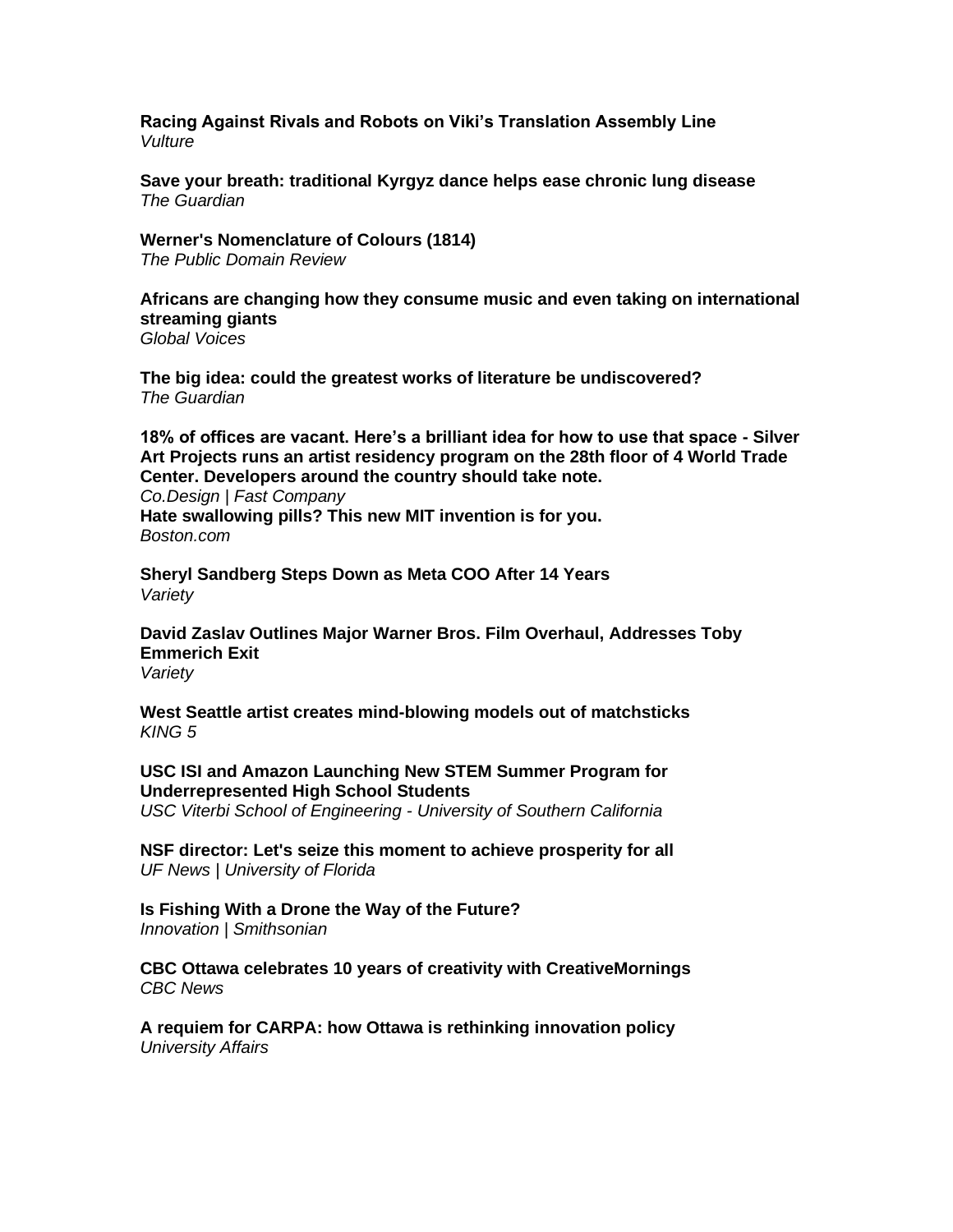**Racing Against Rivals and Robots on Viki's Translation Assembly Line**
*Vulture*

**Save your breath: traditional Kyrgyz dance helps ease chronic lung disease**
*The Guardian*

**Werner's Nomenclature of Colours (1814)**
*The Public Domain Review*

**Africans are changing how they consume music and even taking on international streaming giants**
*Global Voices*

**The big idea: could the greatest works of literature be undiscovered?**
*The Guardian*

**18% of offices are vacant. Here's a brilliant idea for how to use that space - Silver Art Projects runs an artist residency program on the 28th floor of 4 World Trade Center. Developers around the country should take note.**
*Co.Design | Fast Company*

**Hate swallowing pills? This new MIT invention is for you.**
*Boston.com*

**Sheryl Sandberg Steps Down as Meta COO After 14 Years**
*Variety*

**David Zaslav Outlines Major Warner Bros. Film Overhaul, Addresses Toby Emmerich Exit**
*Variety*

**West Seattle artist creates mind-blowing models out of matchsticks**
*KING 5*

**USC ISI and Amazon Launching New STEM Summer Program for Underrepresented High School Students**
*USC Viterbi School of Engineering - University of Southern California*

**NSF director: Let's seize this moment to achieve prosperity for all**
*UF News | University of Florida*

**Is Fishing With a Drone the Way of the Future?**
*Innovation | Smithsonian*

**CBC Ottawa celebrates 10 years of creativity with CreativeMornings**
*CBC News*

**A requiem for CARPA: how Ottawa is rethinking innovation policy**
*University Affairs*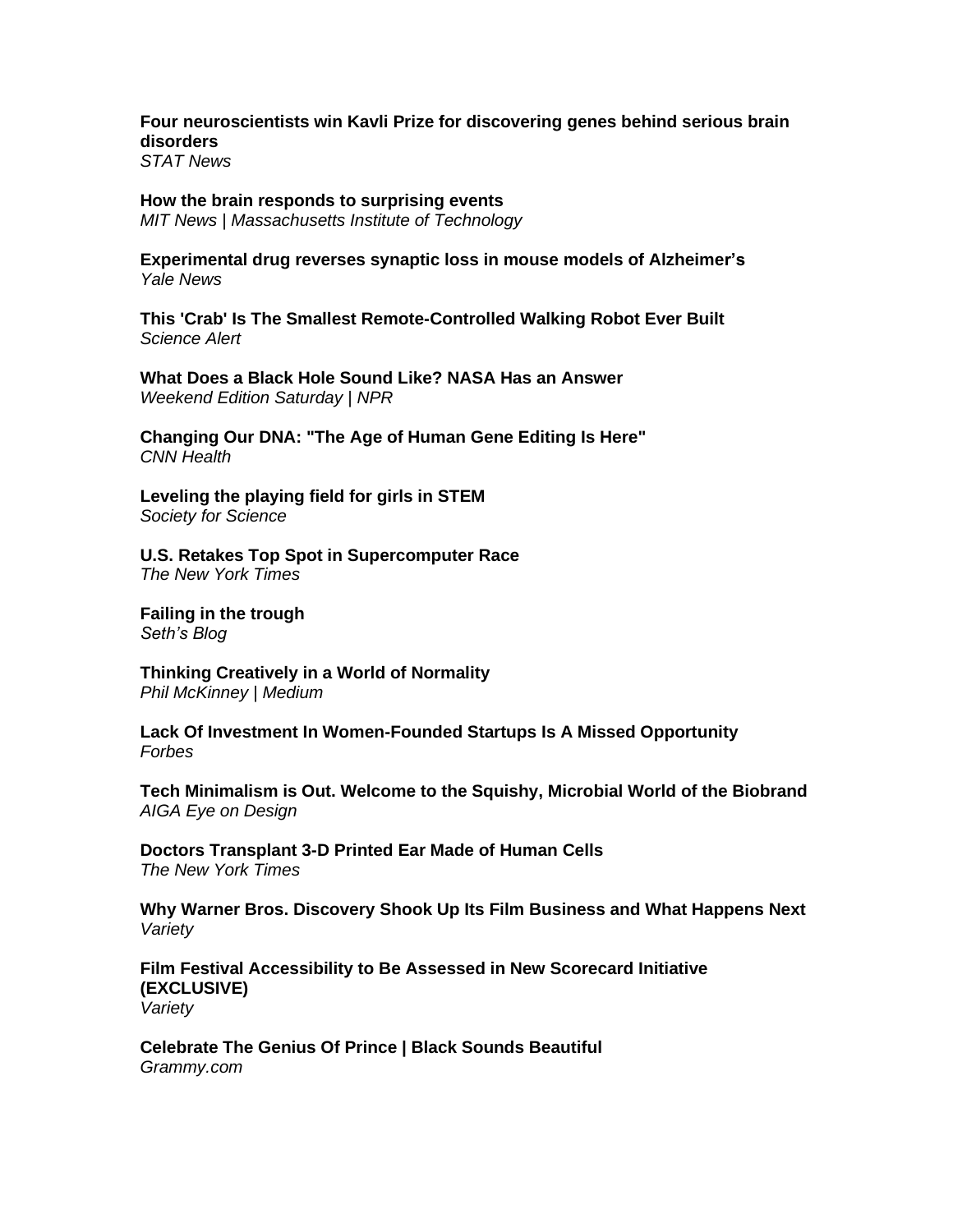**Four neuroscientists win Kavli Prize for discovering genes behind serious brain disorders**
*STAT News*

**How the brain responds to surprising events**
*MIT News | Massachusetts Institute of Technology*

**Experimental drug reverses synaptic loss in mouse models of Alzheimer's**
*Yale News*

**This 'Crab' Is The Smallest Remote-Controlled Walking Robot Ever Built**
*Science Alert*

**What Does a Black Hole Sound Like? NASA Has an Answer**
*Weekend Edition Saturday | NPR*

**Changing Our DNA: "The Age of Human Gene Editing Is Here"**
*CNN Health*

**Leveling the playing field for girls in STEM**
*Society for Science*

**U.S. Retakes Top Spot in Supercomputer Race**
*The New York Times*

**Failing in the trough**
*Seth's Blog*

**Thinking Creatively in a World of Normality**
*Phil McKinney | Medium*

**Lack Of Investment In Women-Founded Startups Is A Missed Opportunity**
*Forbes*

**Tech Minimalism is Out. Welcome to the Squishy, Microbial World of the Biobrand**
*AIGA Eye on Design*

**Doctors Transplant 3-D Printed Ear Made of Human Cells**
*The New York Times*

**Why Warner Bros. Discovery Shook Up Its Film Business and What Happens Next**
*Variety*

**Film Festival Accessibility to Be Assessed in New Scorecard Initiative (EXCLUSIVE)**
*Variety*

**Celebrate The Genius Of Prince | Black Sounds Beautiful**
*Grammy.com*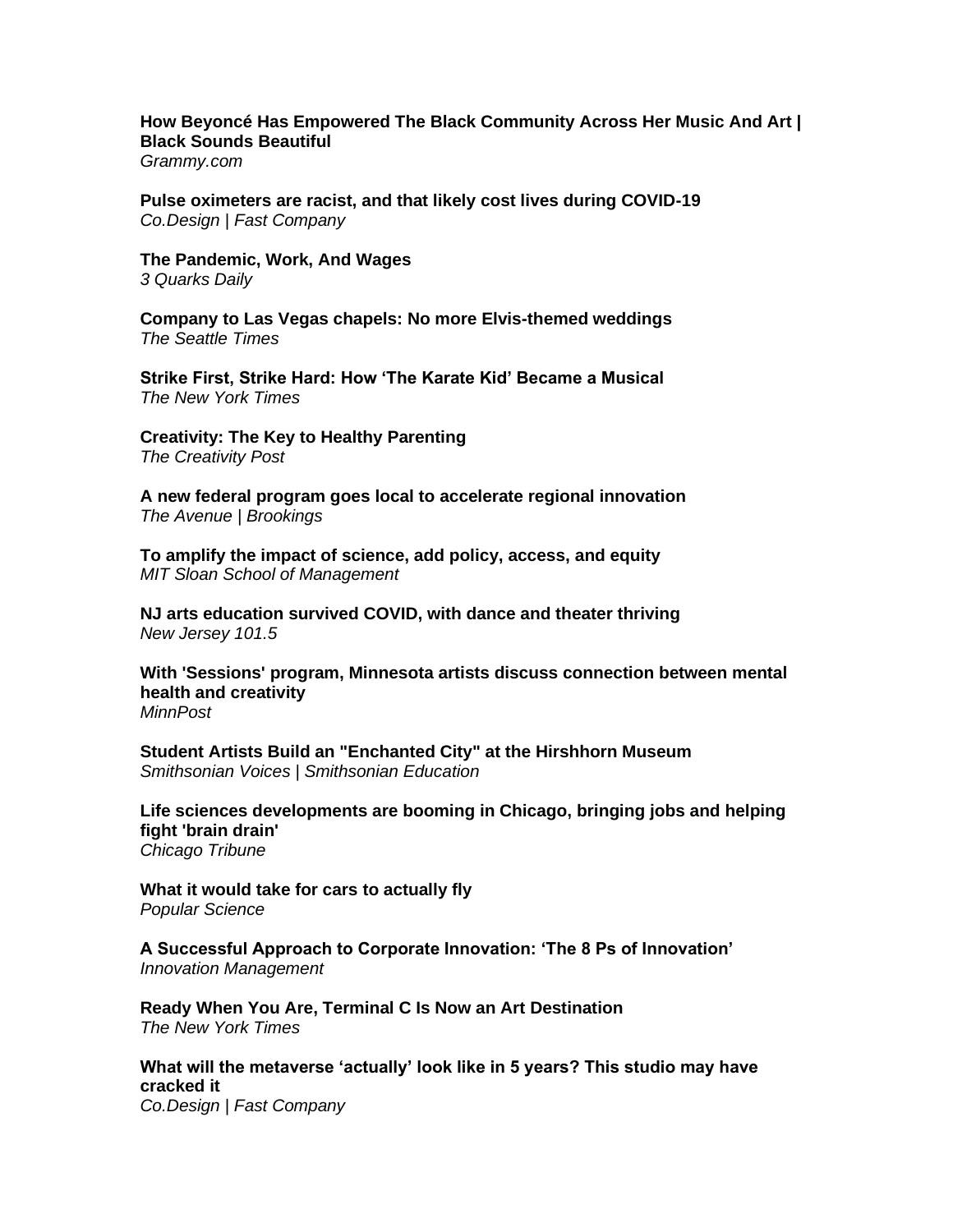**How Beyoncé Has Empowered The Black Community Across Her Music And Art | Black Sounds Beautiful**
*Grammy.com*

**Pulse oximeters are racist, and that likely cost lives during COVID-19**
*Co.Design | Fast Company*

**The Pandemic, Work, And Wages**
*3 Quarks Daily*

**Company to Las Vegas chapels: No more Elvis-themed weddings**
*The Seattle Times*

**Strike First, Strike Hard: How 'The Karate Kid' Became a Musical**
*The New York Times*

**Creativity: The Key to Healthy Parenting**
*The Creativity Post*

**A new federal program goes local to accelerate regional innovation**
*The Avenue | Brookings*

**To amplify the impact of science, add policy, access, and equity**
*MIT Sloan School of Management*

**NJ arts education survived COVID, with dance and theater thriving**
*New Jersey 101.5*

**With 'Sessions' program, Minnesota artists discuss connection between mental health and creativity**
*MinnPost*

**Student Artists Build an "Enchanted City" at the Hirshhorn Museum**
*Smithsonian Voices | Smithsonian Education*

**Life sciences developments are booming in Chicago, bringing jobs and helping fight 'brain drain'**
*Chicago Tribune*

**What it would take for cars to actually fly**
*Popular Science*

**A Successful Approach to Corporate Innovation: 'The 8 Ps of Innovation'**
*Innovation Management*

**Ready When You Are, Terminal C Is Now an Art Destination**
*The New York Times*

**What will the metaverse 'actually' look like in 5 years? This studio may have cracked it**
*Co.Design | Fast Company*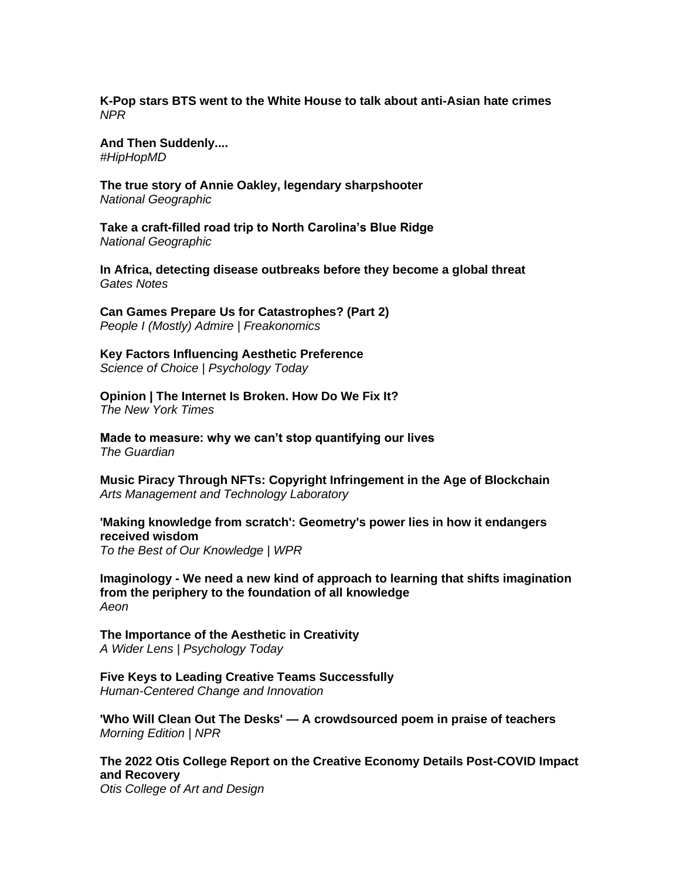**K-Pop stars BTS went to the White House to talk about anti-Asian hate crimes**
*NPR*

**And Then Suddenly....**
*#HipHopMD*

**The true story of Annie Oakley, legendary sharpshooter**
*National Geographic*

**Take a craft-filled road trip to North Carolina's Blue Ridge**
*National Geographic*

**In Africa, detecting disease outbreaks before they become a global threat**
*Gates Notes*

**Can Games Prepare Us for Catastrophes? (Part 2)**
*People I (Mostly) Admire | Freakonomics*

**Key Factors Influencing Aesthetic Preference**
*Science of Choice | Psychology Today*

**Opinion | The Internet Is Broken. How Do We Fix It?**
*The New York Times*

**Made to measure: why we can't stop quantifying our lives**
*The Guardian*

**Music Piracy Through NFTs: Copyright Infringement in the Age of Blockchain**
*Arts Management and Technology Laboratory*

**'Making knowledge from scratch': Geometry's power lies in how it endangers received wisdom**
*To the Best of Our Knowledge | WPR*

**Imaginology - We need a new kind of approach to learning that shifts imagination from the periphery to the foundation of all knowledge**
*Aeon*

**The Importance of the Aesthetic in Creativity**
*A Wider Lens | Psychology Today*

**Five Keys to Leading Creative Teams Successfully**
*Human-Centered Change and Innovation*

**'Who Will Clean Out The Desks' — A crowdsourced poem in praise of teachers**
*Morning Edition | NPR*

**The 2022 Otis College Report on the Creative Economy Details Post-COVID Impact and Recovery**
*Otis College of Art and Design*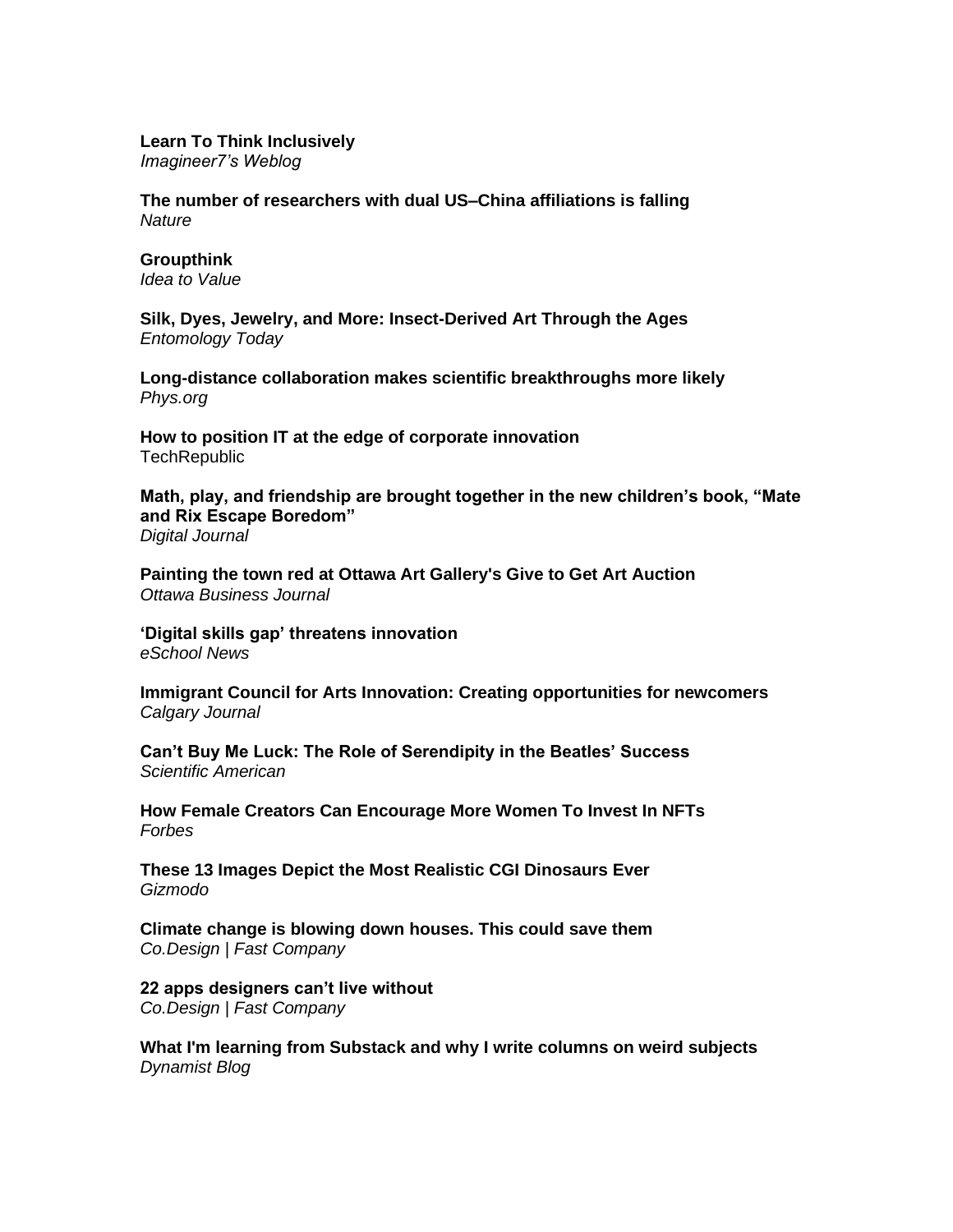**Learn To Think Inclusively**
*Imagineer7's Weblog*

**The number of researchers with dual US–China affiliations is falling**
*Nature*

**Groupthink**
*Idea to Value*

**Silk, Dyes, Jewelry, and More: Insect-Derived Art Through the Ages**
*Entomology Today*

**Long-distance collaboration makes scientific breakthroughs more likely**
*Phys.org*

**How to position IT at the edge of corporate innovation**
TechRepublic

**Math, play, and friendship are brought together in the new children's book, "Mate and Rix Escape Boredom"**
*Digital Journal*

**Painting the town red at Ottawa Art Gallery's Give to Get Art Auction**
*Ottawa Business Journal*

**'Digital skills gap' threatens innovation**
*eSchool News*

**Immigrant Council for Arts Innovation: Creating opportunities for newcomers**
*Calgary Journal*

**Can't Buy Me Luck: The Role of Serendipity in the Beatles' Success**
*Scientific American*

**How Female Creators Can Encourage More Women To Invest In NFTs**
*Forbes*

**These 13 Images Depict the Most Realistic CGI Dinosaurs Ever**
*Gizmodo*

**Climate change is blowing down houses. This could save them**
*Co.Design | Fast Company*

**22 apps designers can't live without**
*Co.Design | Fast Company*

**What I'm learning from Substack and why I write columns on weird subjects**
*Dynamist Blog*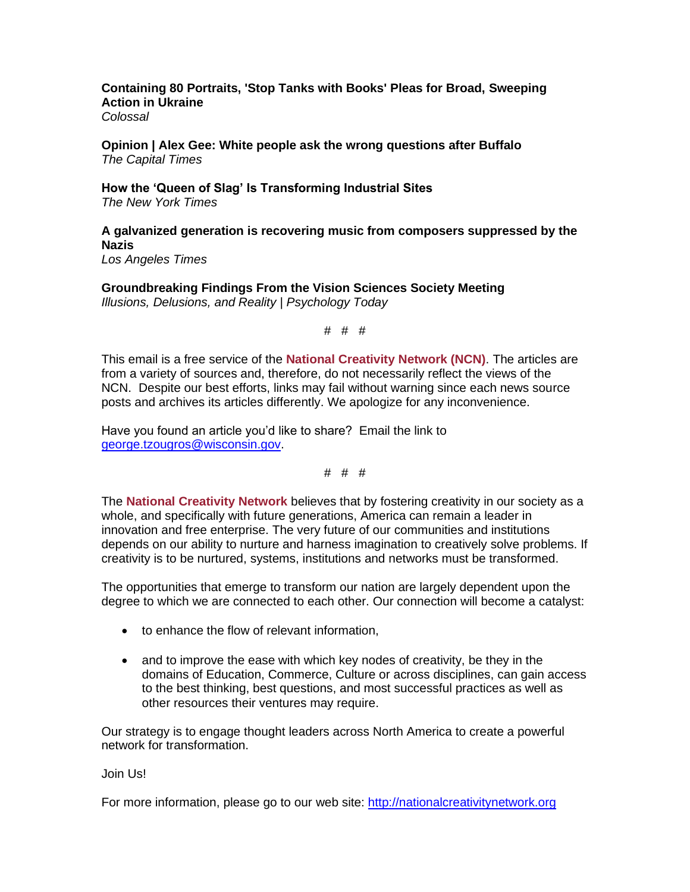**Containing 80 Portraits, 'Stop Tanks with Books' Pleas for Broad, Sweeping Action in Ukraine**
*Colossal*

**Opinion | Alex Gee: White people ask the wrong questions after Buffalo**
*The Capital Times*

**How the 'Queen of Slag' Is Transforming Industrial Sites**
*The New York Times*

**A galvanized generation is recovering music from composers suppressed by the Nazis**
*Los Angeles Times*

**Groundbreaking Findings From the Vision Sciences Society Meeting**
*Illusions, Delusions, and Reality | Psychology Today*

# # #

This email is a free service of the **National Creativity Network (NCN)**. The articles are from a variety of sources and, therefore, do not necessarily reflect the views of the NCN. Despite our best efforts, links may fail without warning since each news source posts and archives its articles differently. We apologize for any inconvenience.

Have you found an article you'd like to share? Email the link to [george.tzougros@wisconsin.gov](mailto:george.tzougros@wisconsin.gov).

# # #

The **National Creativity Network** believes that by fostering creativity in our society as a whole, and specifically with future generations, America can remain a leader in innovation and free enterprise. The very future of our communities and institutions depends on our ability to nurture and harness imagination to creatively solve problems. If creativity is to be nurtured, systems, institutions and networks must be transformed.

The opportunities that emerge to transform our nation are largely dependent upon the degree to which we are connected to each other. Our connection will become a catalyst:

- to enhance the flow of relevant information,
- and to improve the ease with which key nodes of creativity, be they in the domains of Education, Commerce, Culture or across disciplines, can gain access to the best thinking, best questions, and most successful practices as well as other resources their ventures may require.

Our strategy is to engage thought leaders across North America to create a powerful network for transformation.

Join Us!

For more information, please go to our web site: [http://nationalcreativitynetwork.org](http://nationalcreativitynetwork.org)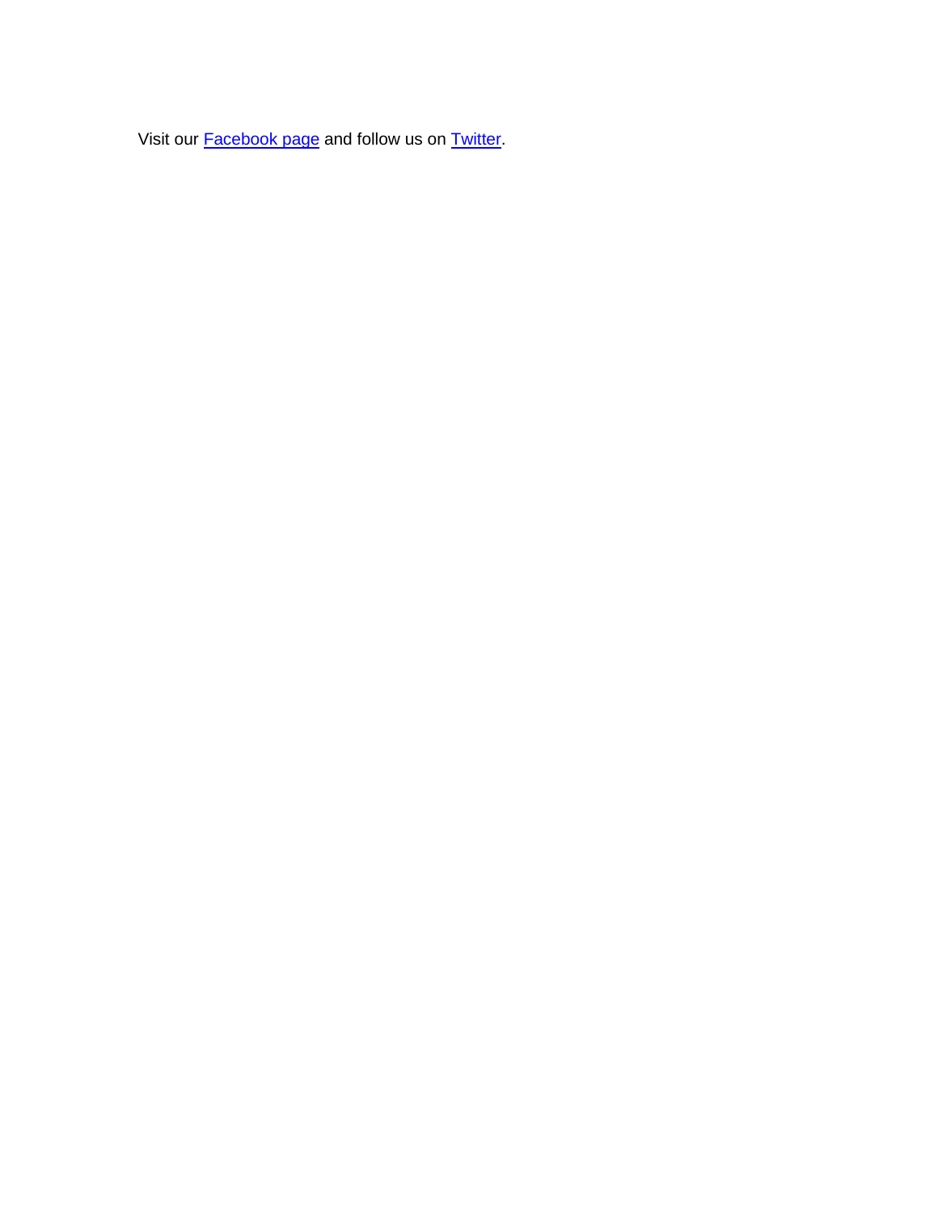Visit our Facebook page and follow us on Twitter.